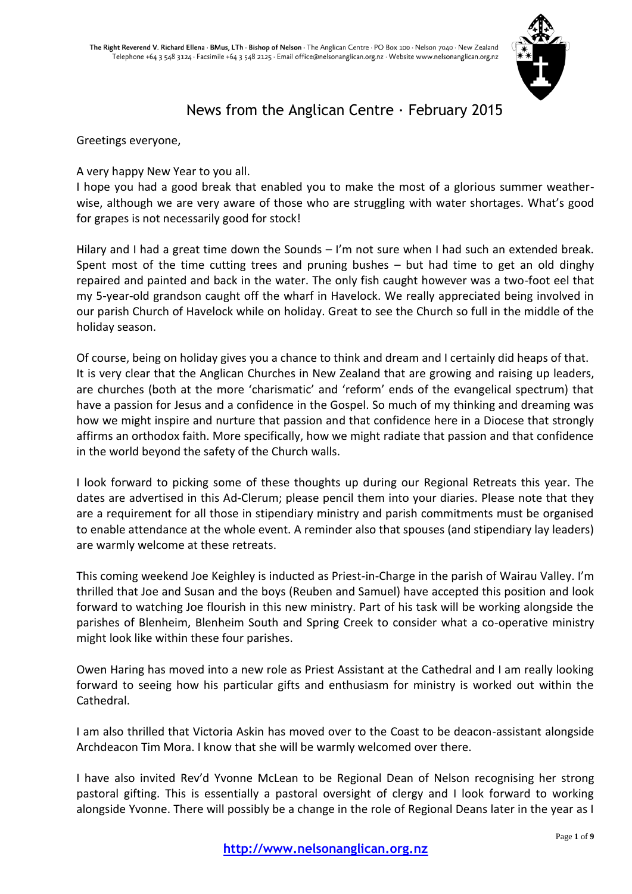The Right Reverend V. Richard Ellena · BMus, LTh · Bishop of Nelson · The Anglican Centre · PO Box 100 · Nelson 7040 · New Zealand
Telephone +64 3 548 3124 · Facsimile +64 3 548 2125 · Email office@nelsonanglican.org.nz · Website www.nelsonanglican.org.nz

# News from the Anglican Centre · February 2015

Greetings everyone,

A very happy New Year to you all.

I hope you had a good break that enabled you to make the most of a glorious summer weather-wise, although we are very aware of those who are struggling with water shortages. What's good for grapes is not necessarily good for stock!

Hilary and I had a great time down the Sounds – I'm not sure when I had such an extended break. Spent most of the time cutting trees and pruning bushes – but had time to get an old dinghy repaired and painted and back in the water. The only fish caught however was a two-foot eel that my 5-year-old grandson caught off the wharf in Havelock. We really appreciated being involved in our parish Church of Havelock while on holiday. Great to see the Church so full in the middle of the holiday season.

Of course, being on holiday gives you a chance to think and dream and I certainly did heaps of that. It is very clear that the Anglican Churches in New Zealand that are growing and raising up leaders, are churches (both at the more 'charismatic' and 'reform' ends of the evangelical spectrum) that have a passion for Jesus and a confidence in the Gospel. So much of my thinking and dreaming was how we might inspire and nurture that passion and that confidence here in a Diocese that strongly affirms an orthodox faith. More specifically, how we might radiate that passion and that confidence in the world beyond the safety of the Church walls.

I look forward to picking some of these thoughts up during our Regional Retreats this year. The dates are advertised in this Ad-Clerum; please pencil them into your diaries. Please note that they are a requirement for all those in stipendiary ministry and parish commitments must be organised to enable attendance at the whole event. A reminder also that spouses (and stipendiary lay leaders) are warmly welcome at these retreats.

This coming weekend Joe Keighley is inducted as Priest-in-Charge in the parish of Wairau Valley. I'm thrilled that Joe and Susan and the boys (Reuben and Samuel) have accepted this position and look forward to watching Joe flourish in this new ministry. Part of his task will be working alongside the parishes of Blenheim, Blenheim South and Spring Creek to consider what a co-operative ministry might look like within these four parishes.

Owen Haring has moved into a new role as Priest Assistant at the Cathedral and I am really looking forward to seeing how his particular gifts and enthusiasm for ministry is worked out within the Cathedral.

I am also thrilled that Victoria Askin has moved over to the Coast to be deacon-assistant alongside Archdeacon Tim Mora. I know that she will be warmly welcomed over there.

I have also invited Rev'd Yvonne McLean to be Regional Dean of Nelson recognising her strong pastoral gifting. This is essentially a pastoral oversight of clergy and I look forward to working alongside Yvonne. There will possibly be a change in the role of Regional Deans later in the year as I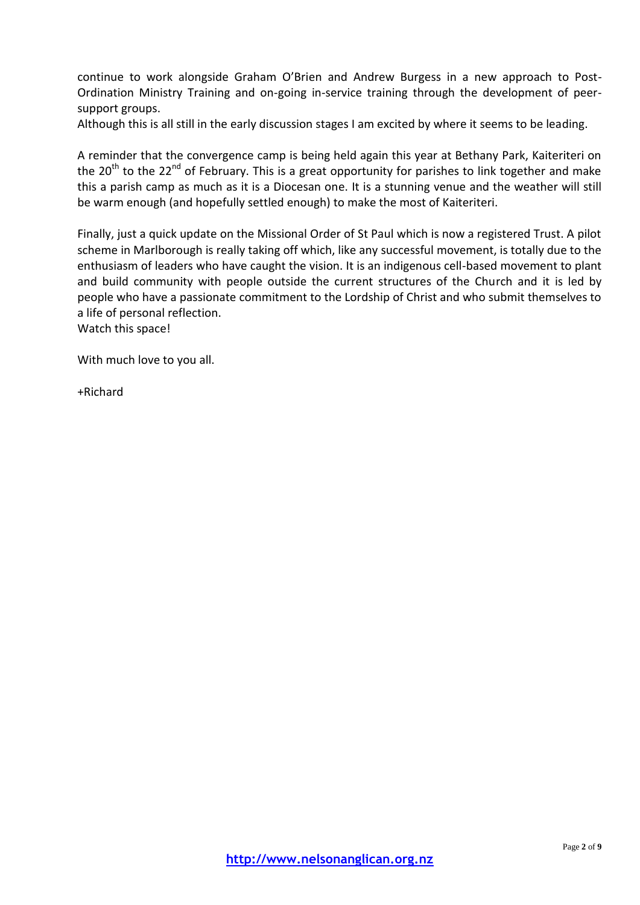continue to work alongside Graham O'Brien and Andrew Burgess in a new approach to Post-Ordination Ministry Training and on-going in-service training through the development of peer-support groups.
Although this is all still in the early discussion stages I am excited by where it seems to be leading.

A reminder that the convergence camp is being held again this year at Bethany Park, Kaiteriteri on the 20th to the 22nd of February. This is a great opportunity for parishes to link together and make this a parish camp as much as it is a Diocesan one. It is a stunning venue and the weather will still be warm enough (and hopefully settled enough) to make the most of Kaiteriteri.

Finally, just a quick update on the Missional Order of St Paul which is now a registered Trust. A pilot scheme in Marlborough is really taking off which, like any successful movement, is totally due to the enthusiasm of leaders who have caught the vision. It is an indigenous cell-based movement to plant and build community with people outside the current structures of the Church and it is led by people who have a passionate commitment to the Lordship of Christ and who submit themselves to a life of personal reflection.
Watch this space!

With much love to you all.

+Richard

http://www.nelsonanglican.org.nz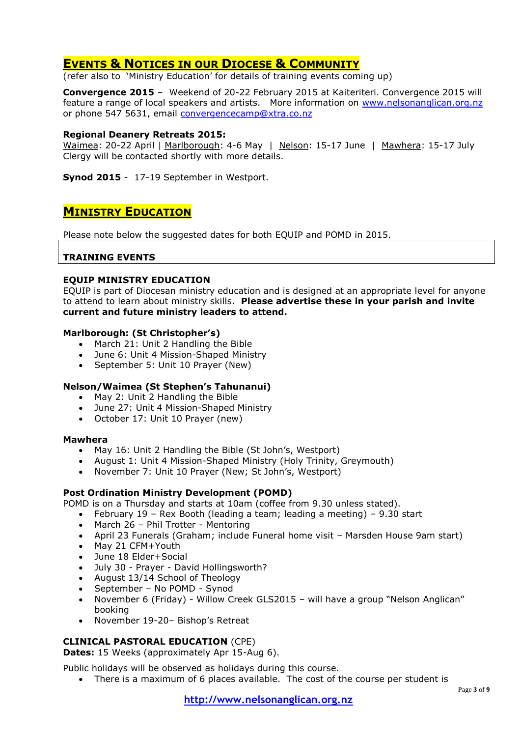## Events & Notices in our Diocese & Community

(refer also to 'Ministry Education' for details of training events coming up)

**Convergence 2015** – Weekend of 20-22 February 2015 at Kaiteriteri. Convergence 2015 will feature a range of local speakers and artists. More information on www.nelsonanglican.org.nz or phone 547 5631, email convergencecamp@xtra.co.nz

**Regional Deanery Retreats 2015:**
Waimea: 20-22 April | Marlborough: 4-6 May | Nelson: 15-17 June | Mawhera: 15-17 July
Clergy will be contacted shortly with more details.

**Synod 2015** - 17-19 September in Westport.

## Ministry Education

Please note below the suggested dates for both EQUIP and POMD in 2015.

### TRAINING EVENTS

**EQUIP MINISTRY EDUCATION**
EQUIP is part of Diocesan ministry education and is designed at an appropriate level for anyone to attend to learn about ministry skills. **Please advertise these in your parish and invite current and future ministry leaders to attend.**

**Marlborough: (St Christopher's)**

- March 21: Unit 2 Handling the Bible
- June 6: Unit 4 Mission-Shaped Ministry
- September 5: Unit 10 Prayer (New)

**Nelson/Waimea (St Stephen's Tahunanui)**

- May 2: Unit 2 Handling the Bible
- June 27: Unit 4 Mission-Shaped Ministry
- October 17: Unit 10 Prayer (new)

**Mawhera**

- May 16: Unit 2 Handling the Bible (St John's, Westport)
- August 1: Unit 4 Mission-Shaped Ministry (Holy Trinity, Greymouth)
- November 7: Unit 10 Prayer (New; St John's, Westport)

**Post Ordination Ministry Development (POMD)**
POMD is on a Thursday and starts at 10am (coffee from 9.30 unless stated).

- February 19 – Rex Booth (leading a team; leading a meeting) – 9.30 start
- March 26 – Phil Trotter - Mentoring
- April 23 Funerals (Graham; include Funeral home visit – Marsden House 9am start)
- May 21 CFM+Youth
- June 18 Elder+Social
- July 30 - Prayer - David Hollingsworth?
- August 13/14 School of Theology
- September – No POMD - Synod
- November 6 (Friday) - Willow Creek GLS2015 – will have a group "Nelson Anglican" booking
- November 19-20– Bishop's Retreat

**CLINICAL PASTORAL EDUCATION** (CPE)
**Dates:** 15 Weeks (approximately Apr 15-Aug 6).

Public holidays will be observed as holidays during this course.

- There is a maximum of 6 places available. The cost of the course per student is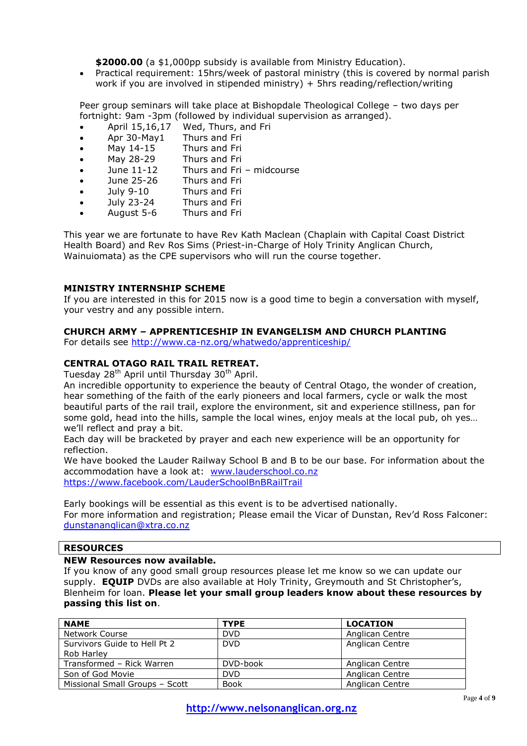**$2000.00** (a $1,000pp subsidy is available from Ministry Education).

- Practical requirement: 15hrs/week of pastoral ministry (this is covered by normal parish work if you are involved in stipended ministry) + 5hrs reading/reflection/writing

Peer group seminars will take place at Bishopdale Theological College – two days per fortnight: 9am -3pm (followed by individual supervision as arranged).

- April 15,16,17 Wed, Thurs, and Fri
- Apr 30-May1 Thurs and Fri
- May 14-15 Thurs and Fri
- May 28-29 Thurs and Fri
- June 11-12 Thurs and Fri – midcourse
- June 25-26 Thurs and Fri
- July 9-10 Thurs and Fri
- July 23-24 Thurs and Fri
- August 5-6 Thurs and Fri

This year we are fortunate to have Rev Kath Maclean (Chaplain with Capital Coast District Health Board) and Rev Ros Sims (Priest-in-Charge of Holy Trinity Anglican Church, Wainuiomata) as the CPE supervisors who will run the course together.

**MINISTRY INTERNSHIP SCHEME**

If you are interested in this for 2015 now is a good time to begin a conversation with myself, your vestry and any possible intern.

**CHURCH ARMY – APPRENTICESHIP IN EVANGELISM AND CHURCH PLANTING**

For details see http://www.ca-nz.org/whatwedo/apprenticeship/

**CENTRAL OTAGO RAIL TRAIL RETREAT.**

Tuesday 28th April until Thursday 30th April.

An incredible opportunity to experience the beauty of Central Otago, the wonder of creation, hear something of the faith of the early pioneers and local farmers, cycle or walk the most beautiful parts of the rail trail, explore the environment, sit and experience stillness, pan for some gold, head into the hills, sample the local wines, enjoy meals at the local pub, oh yes… we'll reflect and pray a bit.

Each day will be bracketed by prayer and each new experience will be an opportunity for reflection.

We have booked the Lauder Railway School B and B to be our base. For information about the accommodation have a look at: www.lauderschool.co.nz
https://www.facebook.com/LauderSchoolBnBRailTrail

Early bookings will be essential as this event is to be advertised nationally.

For more information and registration; Please email the Vicar of Dunstan, Rev'd Ross Falconer: dunstananglican@xtra.co.nz

**RESOURCES**

**NEW Resources now available.**

If you know of any good small group resources please let me know so we can update our supply. **EQUIP** DVDs are also available at Holy Trinity, Greymouth and St Christopher's, Blenheim for loan. **Please let your small group leaders know about these resources by passing this list on**.

| NAME | TYPE | LOCATION |
|---|---|---|
| Network Course | DVD | Anglican Centre |
| Survivors Guide to Hell Pt 2 Rob Harley | DVD | Anglican Centre |
| Transformed – Rick Warren | DVD-book | Anglican Centre |
| Son of God Movie | DVD | Anglican Centre |
| Missional Small Groups – Scott | Book | Anglican Centre |

**http://www.nelsonanglican.org.nz**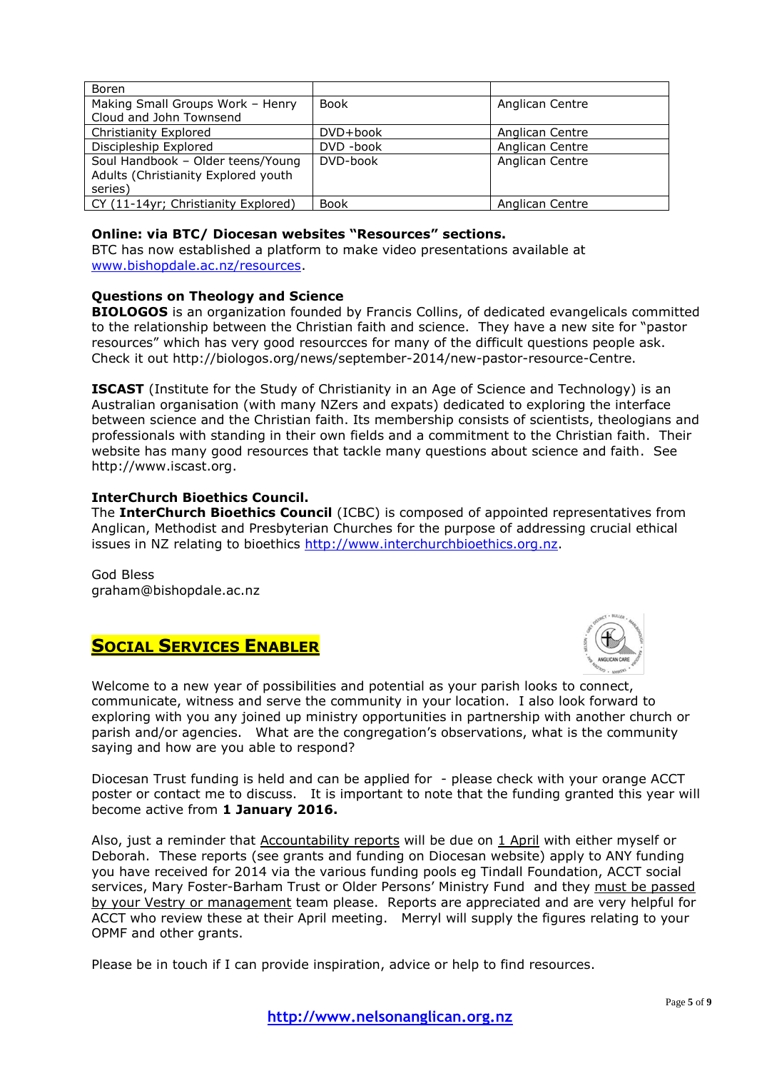| Boren | | |
|---|---|---|
| Making Small Groups Work – Henry Cloud and John Townsend | Book | Anglican Centre |
| Christianity Explored | DVD+book | Anglican Centre |
| Discipleship Explored | DVD -book | Anglican Centre |
| Soul Handbook – Older teens/Young Adults (Christianity Explored youth series) | DVD-book | Anglican Centre |
| CY (11-14yr; Christianity Explored) | Book | Anglican Centre |

**Online: via BTC/ Diocesan websites "Resources" sections.**
BTC has now established a platform to make video presentations available at www.bishopdale.ac.nz/resources.

**Questions on Theology and Science**
**BIOLOGOS** is an organization founded by Francis Collins, of dedicated evangelicals committed to the relationship between the Christian faith and science. They have a new site for "pastor resources" which has very good resourcces for many of the difficult questions people ask. Check it out http://biologos.org/news/september-2014/new-pastor-resource-Centre.

**ISCAST** (Institute for the Study of Christianity in an Age of Science and Technology) is an Australian organisation (with many NZers and expats) dedicated to exploring the interface between science and the Christian faith. Its membership consists of scientists, theologians and professionals with standing in their own fields and a commitment to the Christian faith. Their website has many good resources that tackle many questions about science and faith. See http://www.iscast.org.

**InterChurch Bioethics Council.**
The **InterChurch Bioethics Council** (ICBC) is composed of appointed representatives from Anglican, Methodist and Presbyterian Churches for the purpose of addressing crucial ethical issues in NZ relating to bioethics http://www.interchurchbioethics.org.nz.

God Bless
graham@bishopdale.ac.nz

## SOCIAL SERVICES ENABLER

Welcome to a new year of possibilities and potential as your parish looks to connect, communicate, witness and serve the community in your location. I also look forward to exploring with you any joined up ministry opportunities in partnership with another church or parish and/or agencies. What are the congregation's observations, what is the community saying and how are you able to respond?

Diocesan Trust funding is held and can be applied for - please check with your orange ACCT poster or contact me to discuss. It is important to note that the funding granted this year will become active from **1 January 2016.**

Also, just a reminder that Accountability reports will be due on 1 April with either myself or Deborah. These reports (see grants and funding on Diocesan website) apply to ANY funding you have received for 2014 via the various funding pools eg Tindall Foundation, ACCT social services, Mary Foster-Barham Trust or Older Persons' Ministry Fund and they must be passed by your Vestry or management team please. Reports are appreciated and are very helpful for ACCT who review these at their April meeting. Merryl will supply the figures relating to your OPMF and other grants.

Please be in touch if I can provide inspiration, advice or help to find resources.

http://www.nelsonanglican.org.nz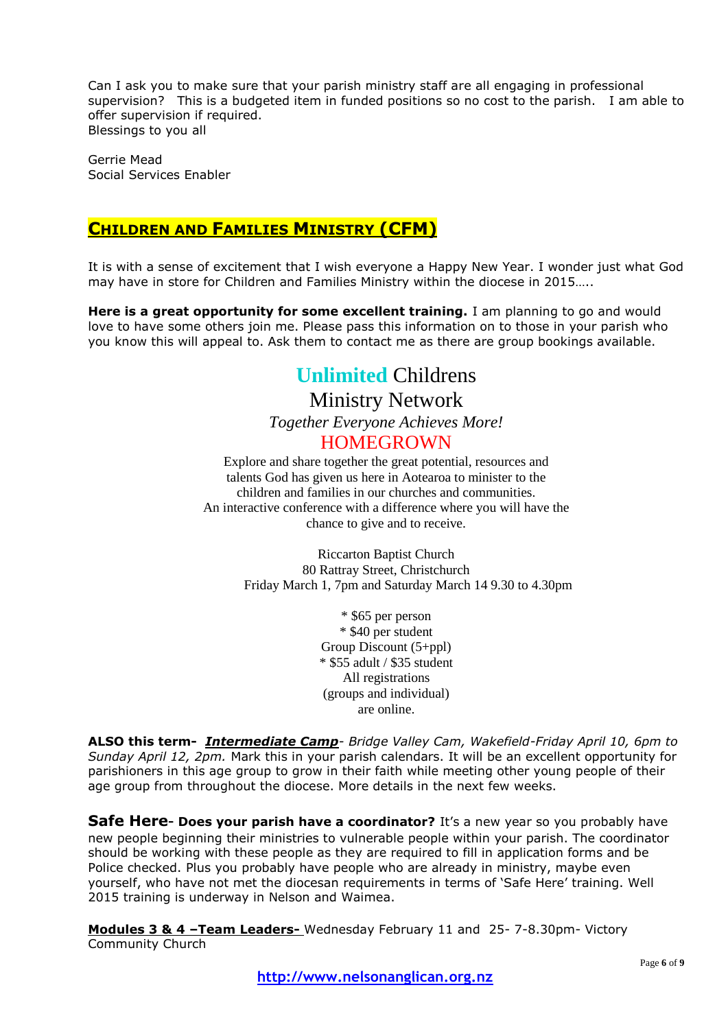Can I ask you to make sure that your parish ministry staff are all engaging in professional supervision? This is a budgeted item in funded positions so no cost to the parish. I am able to offer supervision if required.
Blessings to you all

Gerrie Mead
Social Services Enabler

## CHILDREN AND FAMILIES MINISTRY (CFM)

It is with a sense of excitement that I wish everyone a Happy New Year. I wonder just what God may have in store for Children and Families Ministry within the diocese in 2015…..

**Here is a great opportunity for some excellent training.** I am planning to go and would love to have some others join me. Please pass this information on to those in your parish who you know this will appeal to. Ask them to contact me as there are group bookings available.

**Unlimited** Childrens
Ministry Network
*Together Everyone Achieves More!*
HOMEGROWN

Explore and share together the great potential, resources and talents God has given us here in Aotearoa to minister to the children and families in our churches and communities.
An interactive conference with a difference where you will have the chance to give and to receive.

Riccarton Baptist Church
80 Rattray Street, Christchurch
Friday March 1, 7pm and Saturday March 14 9.30 to 4.30pm

* $65 per person
* $40 per student
Group Discount (5+ppl)
* $55 adult / $35 student
All registrations
(groups and individual)
are online.

**ALSO this term-** ***Intermediate Camp***- *Bridge Valley Cam, Wakefield-Friday April 10, 6pm to Sunday April 12, 2pm.* Mark this in your parish calendars. It will be an excellent opportunity for parishioners in this age group to grow in their faith while meeting other young people of their age group from throughout the diocese. More details in the next few weeks.

**Safe Here- Does your parish have a coordinator?** It's a new year so you probably have new people beginning their ministries to vulnerable people within your parish. The coordinator should be working with these people as they are required to fill in application forms and be Police checked. Plus you probably have people who are already in ministry, maybe even yourself, who have not met the diocesan requirements in terms of 'Safe Here' training. Well 2015 training is underway in Nelson and Waimea.

**Modules 3 & 4 –Team Leaders-** Wednesday February 11 and 25- 7-8.30pm- Victory Community Church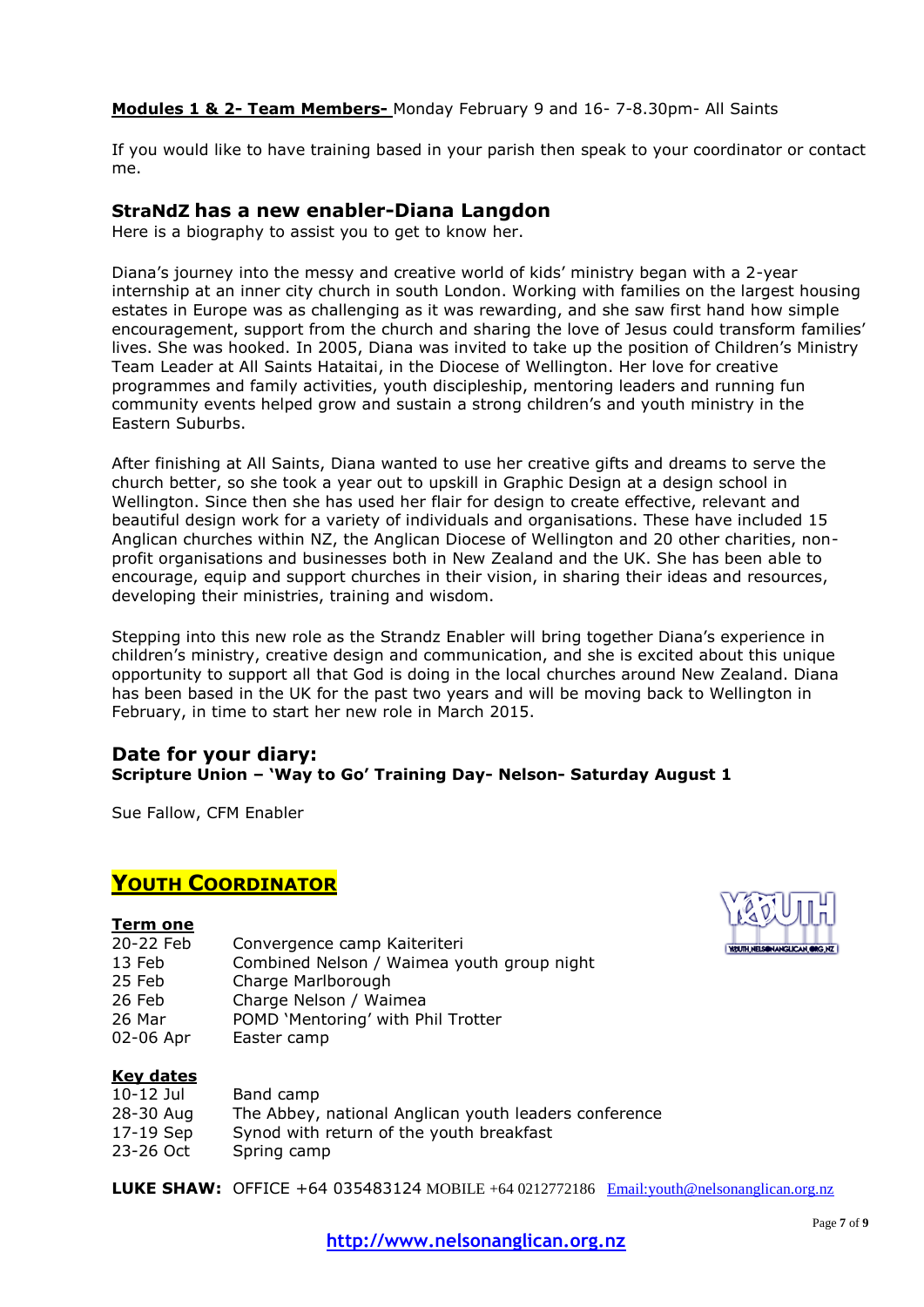**Modules 1 & 2- Team Members-** Monday February 9 and 16- 7-8.30pm- All Saints

If you would like to have training based in your parish then speak to your coordinator or contact me.

## StraNdZ has a new enabler-Diana Langdon

Here is a biography to assist you to get to know her.

Diana's journey into the messy and creative world of kids' ministry began with a 2-year internship at an inner city church in south London. Working with families on the largest housing estates in Europe was as challenging as it was rewarding, and she saw first hand how simple encouragement, support from the church and sharing the love of Jesus could transform families' lives. She was hooked. In 2005, Diana was invited to take up the position of Children's Ministry Team Leader at All Saints Hataitai, in the Diocese of Wellington. Her love for creative programmes and family activities, youth discipleship, mentoring leaders and running fun community events helped grow and sustain a strong children's and youth ministry in the Eastern Suburbs.

After finishing at All Saints, Diana wanted to use her creative gifts and dreams to serve the church better, so she took a year out to upskill in Graphic Design at a design school in Wellington. Since then she has used her flair for design to create effective, relevant and beautiful design work for a variety of individuals and organisations. These have included 15 Anglican churches within NZ, the Anglican Diocese of Wellington and 20 other charities, non-profit organisations and businesses both in New Zealand and the UK. She has been able to encourage, equip and support churches in their vision, in sharing their ideas and resources, developing their ministries, training and wisdom.

Stepping into this new role as the Strandz Enabler will bring together Diana's experience in children's ministry, creative design and communication, and she is excited about this unique opportunity to support all that God is doing in the local churches around New Zealand. Diana has been based in the UK for the past two years and will be moving back to Wellington in February, in time to start her new role in March 2015.

## Date for your diary:

**Scripture Union – 'Way to Go' Training Day- Nelson- Saturday August 1**

Sue Fallow, CFM Enabler

## YOUTH COORDINATOR

**Term one**

| | |
|---|---|
| 20-22 Feb | Convergence camp Kaiteriteri |
| 13 Feb | Combined Nelson / Waimea youth group night |
| 25 Feb | Charge Marlborough |
| 26 Feb | Charge Nelson / Waimea |
| 26 Mar | POMD 'Mentoring' with Phil Trotter |
| 02-06 Apr | Easter camp |

**Key dates**

| | |
|---|---|
| 10-12 Jul | Band camp |
| 28-30 Aug | The Abbey, national Anglican youth leaders conference |
| 17-19 Sep | Synod with return of the youth breakfast |
| 23-26 Oct | Spring camp |

**LUKE SHAW:** OFFICE +64 035483124 MOBILE +64 0212772186 Email:youth@nelsonanglican.org.nz

http://www.nelsonanglican.org.nz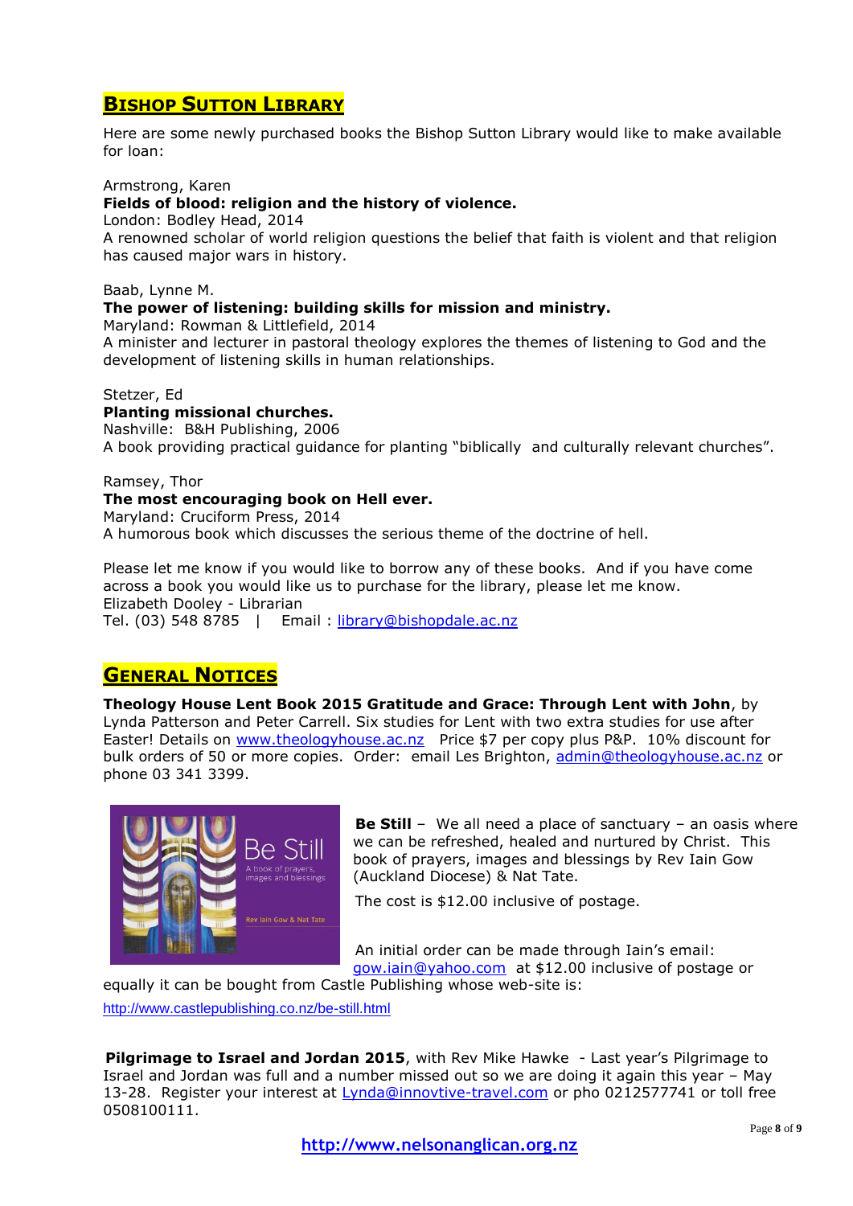## Bishop Sutton Library

Here are some newly purchased books the Bishop Sutton Library would like to make available for loan:

Armstrong, Karen
**Fields of blood: religion and the history of violence.**
London: Bodley Head, 2014
A renowned scholar of world religion questions the belief that faith is violent and that religion has caused major wars in history.

Baab, Lynne M.
**The power of listening: building skills for mission and ministry.**
Maryland: Rowman & Littlefield, 2014
A minister and lecturer in pastoral theology explores the themes of listening to God and the development of listening skills in human relationships.

Stetzer, Ed
**Planting missional churches.**
Nashville: B&H Publishing, 2006
A book providing practical guidance for planting "biblically and culturally relevant churches".

Ramsey, Thor
**The most encouraging book on Hell ever.**
Maryland: Cruciform Press, 2014
A humorous book which discusses the serious theme of the doctrine of hell.

Please let me know if you would like to borrow any of these books. And if you have come across a book you would like us to purchase for the library, please let me know.
Elizabeth Dooley - Librarian
Tel. (03) 548 8785 | Email : library@bishopdale.ac.nz

## General Notices

**Theology House Lent Book 2015 Gratitude and Grace: Through Lent with John**, by Lynda Patterson and Peter Carrell. Six studies for Lent with two extra studies for use after Easter! Details on www.theologyhouse.ac.nz Price $7 per copy plus P&P. 10% discount for bulk orders of 50 or more copies. Order: email Les Brighton, admin@theologyhouse.ac.nz or phone 03 341 3399.

**Be Still** – We all need a place of sanctuary – an oasis where we can be refreshed, healed and nurtured by Christ. This book of prayers, images and blessings by Rev Iain Gow (Auckland Diocese) & Nat Tate.

The cost is $12.00 inclusive of postage.

An initial order can be made through Iain's email: gow.iain@yahoo.com at $12.00 inclusive of postage or equally it can be bought from Castle Publishing whose web-site is: http://www.castlepublishing.co.nz/be-still.html

**Pilgrimage to Israel and Jordan 2015**, with Rev Mike Hawke - Last year's Pilgrimage to Israel and Jordan was full and a number missed out so we are doing it again this year – May 13-28. Register your interest at Lynda@innovtive-travel.com or pho 0212577741 or toll free 0508100111.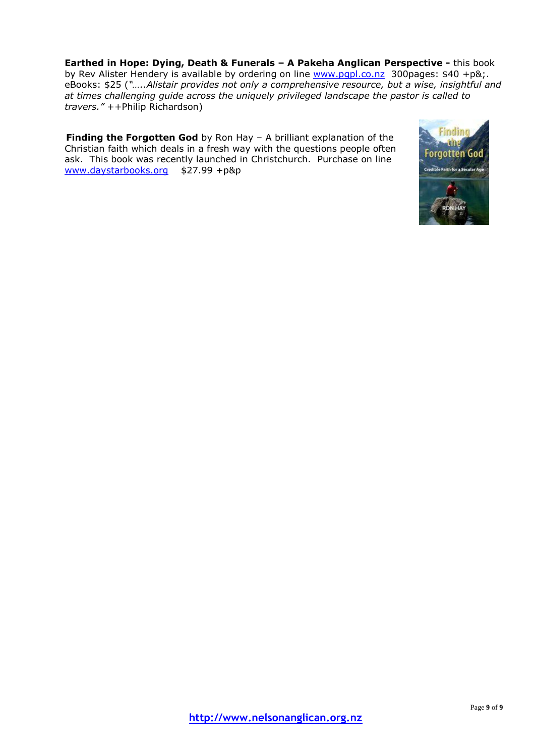**Earthed in Hope: Dying, Death & Funerals – A Pakeha Anglican Perspective -** this book by Rev Alister Hendery is available by ordering on line [www.pgpl.co.nz](http://www.pgpl.co.nz) 300pages: $40 +p&;. eBooks: $25 (*"…..Alistair provides not only a comprehensive resource, but a wise, insightful and at times challenging guide across the uniquely privileged landscape the pastor is called to travers."* ++Philip Richardson)

**Finding the Forgotten God** by Ron Hay – A brilliant explanation of the Christian faith which deals in a fresh way with the questions people often ask. This book was recently launched in Christchurch. Purchase on line [www.daystarbooks.org](http://www.daystarbooks.org) $27.99 +p&p

[http://www.nelsonanglican.org.nz](http://www.nelsonanglican.org.nz)